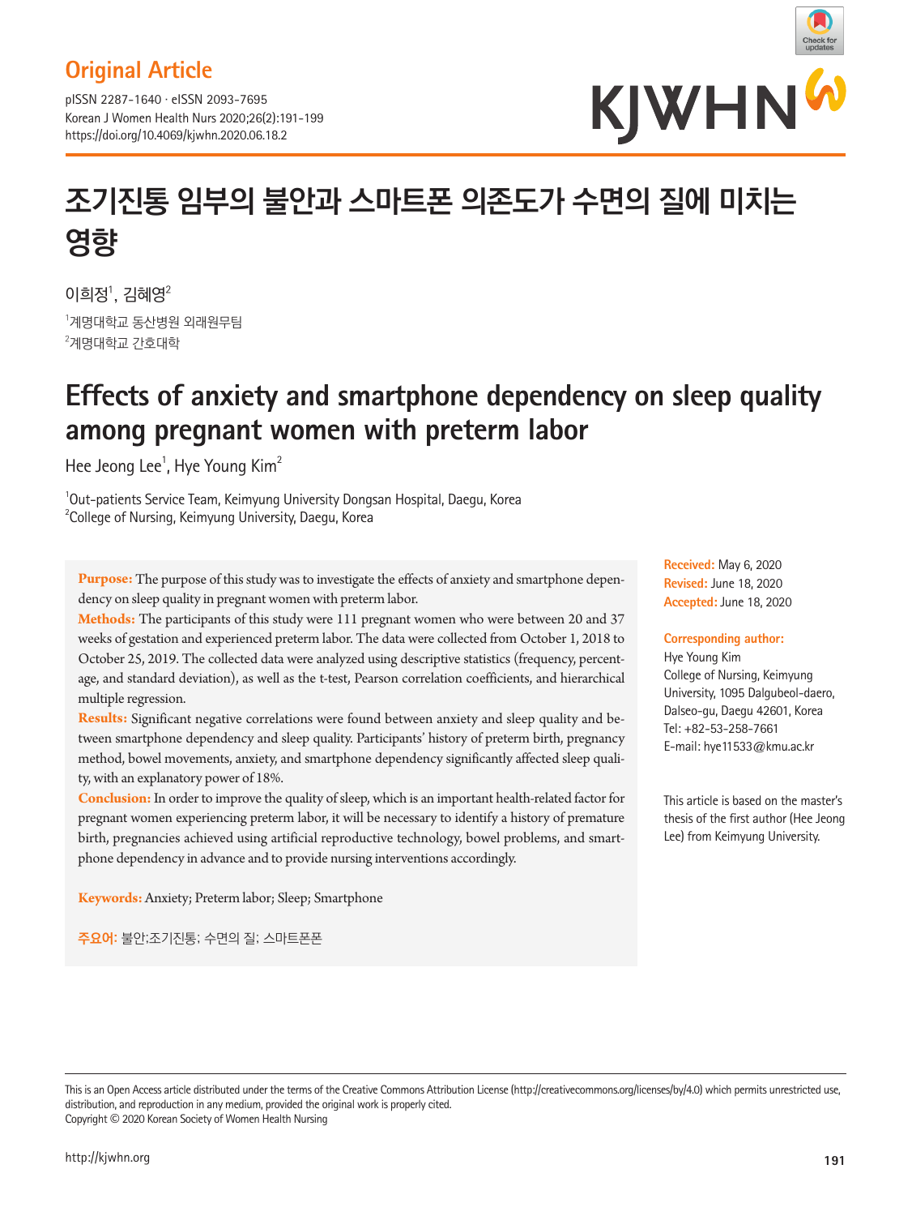Original Article

pISSN 2287-1640 · eISSN 2093-7695
Korean J Women Health Nurs 2020;26(2):191-199
https://doi.org/10.4069/kjwhn.2020.06.18.2

# 조기진통 임부의 불안과 스마트폰 의존도가 수면의 질에 미치는 영향

이희정[1], 김혜영[2]

[1]계명대학교 동산병원 외래원무팀
[2]계명대학교 간호대학

# Effects of anxiety and smartphone dependency on sleep quality among pregnant women with preterm labor

Hee Jeong Lee[1], Hye Young Kim[2]

[1]Out-patients Service Team, Keimyung University Dongsan Hospital, Daegu, Korea
[2]College of Nursing, Keimyung University, Daegu, Korea

**Purpose:** The purpose of this study was to investigate the effects of anxiety and smartphone dependency on sleep quality in pregnant women with preterm labor.

**Methods:** The participants of this study were 111 pregnant women who were between 20 and 37 weeks of gestation and experienced preterm labor. The data were collected from October 1, 2018 to October 25, 2019. The collected data were analyzed using descriptive statistics (frequency, percentage, and standard deviation), as well as the t-test, Pearson correlation coefficients, and hierarchical multiple regression.

**Results:** Significant negative correlations were found between anxiety and sleep quality and between smartphone dependency and sleep quality. Participants' history of preterm birth, pregnancy method, bowel movements, anxiety, and smartphone dependency significantly affected sleep quality, with an explanatory power of 18%.

**Conclusion:** In order to improve the quality of sleep, which is an important health-related factor for pregnant women experiencing preterm labor, it will be necessary to identify a history of premature birth, pregnancies achieved using artificial reproductive technology, bowel problems, and smartphone dependency in advance and to provide nursing interventions accordingly.

**Keywords:** Anxiety; Preterm labor; Sleep; Smartphone

**주요어:** 불안;조기진통; 수면의 질; 스마트폰폰

**Received:** May 6, 2020
**Revised:** June 18, 2020
**Accepted:** June 18, 2020

**Corresponding author:**
Hye Young Kim
College of Nursing, Keimyung University, 1095 Dalgubeol-daero, Dalseo-gu, Daegu 42601, Korea
Tel: +82-53-258-7661
E-mail: hye11533@kmu.ac.kr

This article is based on the master's thesis of the first author (Hee Jeong Lee) from Keimyung University.

This is an Open Access article distributed under the terms of the Creative Commons Attribution License (http://creativecommons.org/licenses/by/4.0) which permits unrestricted use, distribution, and reproduction in any medium, provided the original work is properly cited.
Copyright © 2020 Korean Society of Women Health Nursing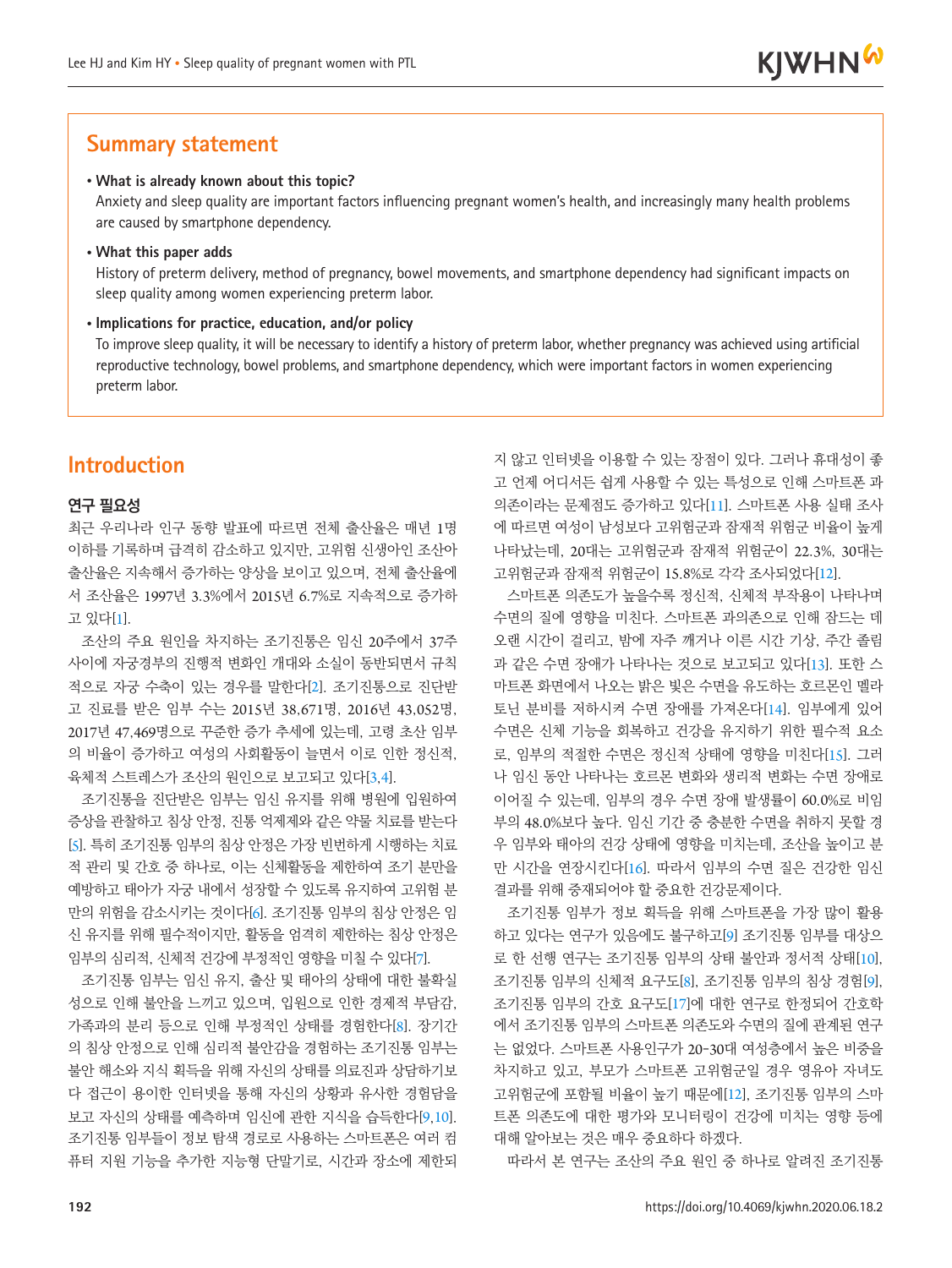## Summary statement

- **What is already known about this topic?**
  Anxiety and sleep quality are important factors influencing pregnant women's health, and increasingly many health problems are caused by smartphone dependency.
- **What this paper adds**
  History of preterm delivery, method of pregnancy, bowel movements, and smartphone dependency had significant impacts on sleep quality among women experiencing preterm labor.
- **Implications for practice, education, and/or policy**
  To improve sleep quality, it will be necessary to identify a history of preterm labor, whether pregnancy was achieved using artificial reproductive technology, bowel problems, and smartphone dependency, which were important factors in women experiencing preterm labor.

# Introduction

### 연구 필요성

최근 우리나라 인구 동향 발표에 따르면 전체 출산율은 매년 1명 이하를 기록하며 급격히 감소하고 있지만, 고위험 신생아인 조산아 출산율은 지속해서 증가하는 양상을 보이고 있으며, 전체 출산율에서 조산율은 1997년 3.3%에서 2015년 6.7%로 지속적으로 증가하고 있다[1].

조산의 주요 원인을 차지하는 조기진통은 임신 20주에서 37주 사이에 자궁경부의 진행적 변화인 개대와 소실이 동반되면서 규칙적으로 자궁 수축이 있는 경우를 말한다[2]. 조기진통으로 진단받고 진료를 받은 임부 수는 2015년 38,671명, 2016년 43,052명, 2017년 47,469명으로 꾸준한 증가 추세에 있는데, 고령 초산 임부의 비율이 증가하고 여성의 사회활동이 늘면서 이로 인한 정신적, 육체적 스트레스가 조산의 원인으로 보고되고 있다[3,4].

조기진통을 진단받은 임부는 임신 유지를 위해 병원에 입원하여 증상을 관찰하고 침상 안정, 진통 억제제와 같은 약물 치료를 받는다[5]. 특히 조기진통 임부의 침상 안정은 가장 빈번하게 시행하는 치료적 관리 및 간호 중 하나로, 이는 신체활동을 제한하여 조기 분만을 예방하고 태아가 자궁 내에서 성장할 수 있도록 유지하여 고위험 분만의 위험을 감소시키는 것이다[6]. 조기진통 임부의 침상 안정은 임신 유지를 위해 필수적이지만, 활동을 엄격히 제한하는 침상 안정은 임부의 심리적, 신체적 건강에 부정적인 영향을 미칠 수 있다[7].

조기진통 임부는 임신 유지, 출산 및 태아의 상태에 대한 불확실성으로 인해 불안을 느끼고 있으며, 입원으로 인한 경제적 부담감, 가족과의 분리 등으로 인해 부정적인 상태를 경험한다[8]. 장기간의 침상 안정으로 인해 심리적 불안감을 경험하는 조기진통 임부는 불안 해소와 지식 획득을 위해 자신의 상태를 의료진과 상담하기보다 접근이 용이한 인터넷을 통해 자신의 상황과 유사한 경험담을 보고 자신의 상태를 예측하며 임신에 관한 지식을 습득한다[9,10]. 조기진통 임부들이 정보 탐색 경로로 사용하는 스마트폰은 여러 컴퓨터 지원 기능을 추가한 지능형 단말기로, 시간과 장소에 제한되지 않고 인터넷을 이용할 수 있는 장점이 있다. 그러나 휴대성이 좋고 언제 어디서든 쉽게 사용할 수 있는 특성으로 인해 스마트폰 과의존이라는 문제점도 증가하고 있다[11]. 스마트폰 사용 실태 조사에 따르면 여성이 남성보다 고위험군과 잠재적 위험군 비율이 높게 나타났는데, 20대는 고위험군과 잠재적 위험군이 22.3%, 30대는 고위험군과 잠재적 위험군이 15.8%로 각각 조사되었다[12].

스마트폰 의존도가 높을수록 정신적, 신체적 부작용이 나타나며 수면의 질에 영향을 미친다. 스마트폰 과의존으로 인해 잠드는 데 오랜 시간이 걸리고, 밤에 자주 깨거나 이른 시간 기상, 주간 졸림과 같은 수면 장애가 나타나는 것으로 보고되고 있다[13]. 또한 스마트폰 화면에서 나오는 밝은 빛은 수면을 유도하는 호르몬인 멜라토닌 분비를 저하시켜 수면 장애를 가져온다[14]. 임부에게 있어 수면은 신체 기능을 회복하고 건강을 유지하기 위한 필수적 요소로, 임부의 적절한 수면은 정신적 상태에 영향을 미친다[15]. 그러나 임신 동안 나타나는 호르몬 변화와 생리적 변화는 수면 장애로 이어질 수 있는데, 임부의 경우 수면 장애 발생률이 60.0%로 비임부의 48.0%보다 높다. 임신 기간 중 충분한 수면을 취하지 못할 경우 임부와 태아의 건강 상태에 영향을 미치는데, 조산을 높이고 분만 시간을 연장시킨다[16]. 따라서 임부의 수면 질은 건강한 임신 결과를 위해 중재되어야 할 중요한 건강문제이다.

조기진통 임부가 정보 획득을 위해 스마트폰을 가장 많이 활용하고 있다는 연구가 있음에도 불구하고[9] 조기진통 임부를 대상으로 한 선행 연구는 조기진통 임부의 상태 불안과 정서적 상태[10], 조기진통 임부의 신체적 요구도[8], 조기진통 임부의 침상 경험[9], 조기진통 임부의 간호 요구도[17]에 대한 연구로 한정되어 간호학에서 조기진통 임부의 스마트폰 의존도와 수면의 질에 관계된 연구는 없었다. 스마트폰 사용인구가 20-30대 여성층에서 높은 비중을 차지하고 있고, 부모가 스마트폰 고위험군일 경우 영유아 자녀도 고위험군에 포함될 비율이 높기 때문에[12], 조기진통 임부의 스마트폰 의존도에 대한 평가와 모니터링이 건강에 미치는 영향 등에 대해 알아보는 것은 매우 중요하다 하겠다.

따라서 본 연구는 조산의 주요 원인 중 하나로 알려진 조기진통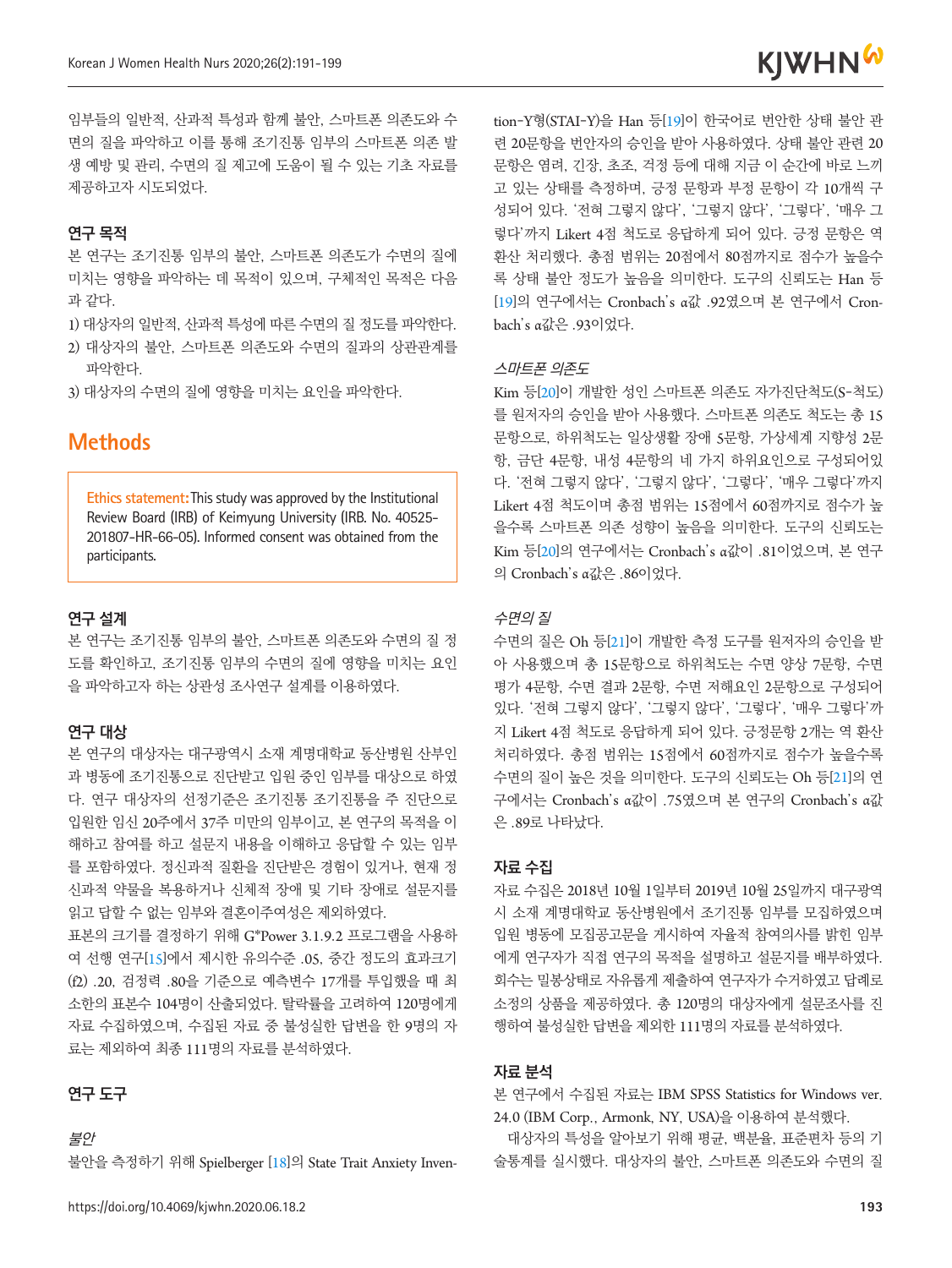임부들의 일반적, 산과적 특성과 함께 불안, 스마트폰 의존도와 수면의 질을 파악하고 이를 통해 조기진통 임부의 스마트폰 의존 발생 예방 및 관리, 수면의 질 제고에 도움이 될 수 있는 기초 자료를 제공하고자 시도되었다.

### 연구 목적

본 연구는 조기진통 임부의 불안, 스마트폰 의존도가 수면의 질에 미치는 영향을 파악하는 데 목적이 있으며, 구체적인 목적은 다음과 같다.

1) 대상자의 일반적, 산과적 특성에 따른 수면의 질 정도를 파악한다.
2) 대상자의 불안, 스마트폰 의존도와 수면의 질과의 상관관계를 파악한다.
3) 대상자의 수면의 질에 영향을 미치는 요인을 파악한다.

## Methods

Ethics statement: This study was approved by the Institutional Review Board (IRB) of Keimyung University (IRB. No. 40525-201807-HR-66-05). Informed consent was obtained from the participants.

### 연구 설계

본 연구는 조기진통 임부의 불안, 스마트폰 의존도와 수면의 질 정도를 확인하고, 조기진통 임부의 수면의 질에 영향을 미치는 요인을 파악하고자 하는 상관성 조사연구 설계를 이용하였다.

### 연구 대상

본 연구의 대상자는 대구광역시 소재 계명대학교 동산병원 산부인과 병동에 조기진통으로 진단받고 입원 중인 임부를 대상으로 하였다. 연구 대상자의 선정기준은 조기진통 조기진통을 주 진단으로 입원한 임신 20주에서 37주 미만의 임부이고, 본 연구의 목적을 이해하고 참여를 하고 설문지 내용을 이해하고 응답할 수 있는 임부를 포함하였다. 정신과적 질환을 진단받은 경험이 있거나, 현재 정신과적 약물을 복용하거나 신체적 장애 및 기타 장애로 설문지를 읽고 답할 수 없는 임부와 결혼이주여성은 제외하였다.

표본의 크기를 결정하기 위해 G*Power 3.1.9.2 프로그램을 사용하여 선행 연구[15]에서 제시한 유의수준 .05, 중간 정도의 효과크기 ($f^2$) .20, 검정력 .80을 기준으로 예측변수 17개를 투입했을 때 최소한의 표본수 104명이 산출되었다. 탈락률을 고려하여 120명에게 자료 수집하였으며, 수집된 자료 중 불성실한 답변을 한 9명의 자료는 제외하여 최종 111명의 자료를 분석하였다.

### 연구 도구

#### *불안*

불안을 측정하기 위해 Spielberger [18]의 State Trait Anxiety Inventory-Y형(STAI-Y)을 Han 등[19]이 한국어로 번안한 상태 불안 관련 20문항을 번안자의 승인을 받아 사용하였다. 상태 불안 관련 20문항은 염려, 긴장, 초조, 걱정 등에 대해 지금 이 순간에 바로 느끼고 있는 상태를 측정하며, 긍정 문항과 부정 문항이 각 10개씩 구성되어 있다. '전혀 그렇지 않다', '그렇지 않다', '그렇다', '매우 그렇다'까지 Likert 4점 척도로 응답하게 되어 있다. 긍정 문항은 역환산 처리했다. 총점 범위는 20점에서 80점까지로 점수가 높을수록 상태 불안 정도가 높음을 의미한다. 도구의 신뢰도는 Han 등[19]의 연구에서는 Cronbach's α값 .92였으며 본 연구에서 Cronbach's α값은 .93이었다.

#### *스마트폰 의존도*

Kim 등[20]이 개발한 성인 스마트폰 의존도 자가진단척도(S-척도)를 원저자의 승인을 받아 사용했다. 스마트폰 의존도 척도는 총 15문항으로, 하위척도는 일상생활 장애 5문항, 가상세계 지향성 2문항, 금단 4문항, 내성 4문항의 네 가지 하위요인으로 구성되어있다. '전혀 그렇지 않다', '그렇지 않다', '그렇다', '매우 그렇다'까지 Likert 4점 척도이며 총점 범위는 15점에서 60점까지로 점수가 높을수록 스마트폰 의존 성향이 높음을 의미한다. 도구의 신뢰도는 Kim 등[20]의 연구에서는 Cronbach's α값이 .81이었으며, 본 연구의 Cronbach's α값은 .86이었다.

#### *수면의 질*

수면의 질은 Oh 등[21]이 개발한 측정 도구를 원저자의 승인을 받아 사용했으며 총 15문항으로 하위척도는 수면 양상 7문항, 수면 평가 4문항, 수면 결과 2문항, 수면 저해요인 2문항으로 구성되어 있다. '전혀 그렇지 않다', '그렇지 않다', '그렇다', '매우 그렇다'까지 Likert 4점 척도로 응답하게 되어 있다. 긍정문항 2개는 역 환산 처리하였다. 총점 범위는 15점에서 60점까지로 점수가 높을수록 수면의 질이 높은 것을 의미한다. 도구의 신뢰도는 Oh 등[21]의 연구에서는 Cronbach's α값이 .75였으며 본 연구의 Cronbach's α값은 .89로 나타났다.

### 자료 수집

자료 수집은 2018년 10월 1일부터 2019년 10월 25일까지 대구광역시 소재 계명대학교 동산병원에서 조기진통 임부를 모집하였으며 입원 병동에 모집공고문을 게시하여 자율적 참여의사를 밝힌 임부에게 연구자가 직접 연구의 목적을 설명하고 설문지를 배부하였다. 회수는 밀봉상태로 자유롭게 제출하여 연구자가 수거하였고 답례로 소정의 상품을 제공하였다. 총 120명의 대상자에게 설문조사를 진행하여 불성실한 답변을 제외한 111명의 자료를 분석하였다.

### 자료 분석

본 연구에서 수집된 자료는 IBM SPSS Statistics for Windows ver. 24.0 (IBM Corp., Armonk, NY, USA)을 이용하여 분석했다.

대상자의 특성을 알아보기 위해 평균, 백분율, 표준편차 등의 기술통계를 실시했다. 대상자의 불안, 스마트폰 의존도와 수면의 질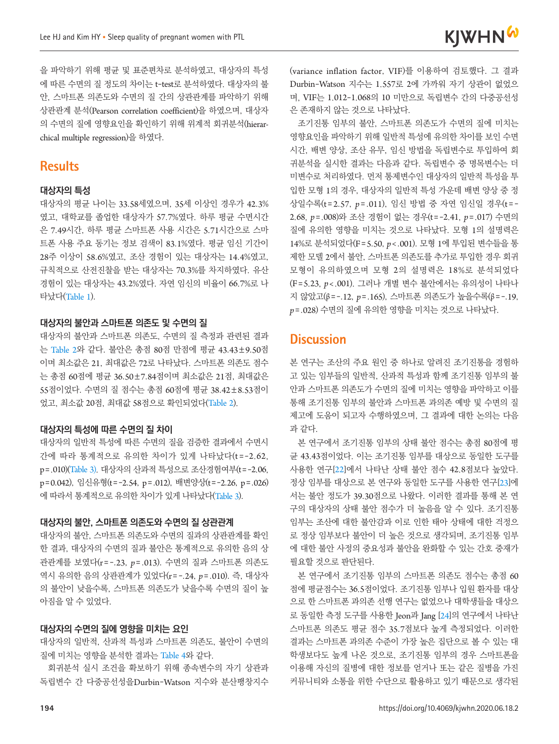을 파악하기 위해 평균 및 표준편차로 분석하였고, 대상자의 특성에 따른 수면의 질 정도의 차이는 t-test로 분석하였다. 대상자의 불안, 스마트폰 의존도와 수면의 질 간의 상관관계를 파악하기 위해 상관관계 분석(Pearson correlation coefficient)을 하였으며, 대상자의 수면의 질에 영향요인을 확인하기 위해 위계적 회귀분석(hierarchical multiple regression)을 하였다.

## Results

### 대상자의 특성

대상자의 평균 나이는 33.58세였으며, 35세 이상인 경우가 42.3%였고, 대학교를 졸업한 대상자가 57.7%였다. 하루 평균 수면시간은 7.49시간, 하루 평균 스마트폰 사용 시간은 5.71시간으로 스마트폰 사용 주요 동기는 정보 검색이 83.1%였다. 평균 임신 기간이 28주 이상이 58.6%였고, 조산 경험이 있는 대상자는 14.4%였고, 규칙적으로 산전진찰을 받는 대상자는 70.3%를 차지하였다. 유산 경험이 있는 대상자는 43.2%였다. 자연 임신의 비율이 66.7%로 나타났다(Table 1).

### 대상자의 불안과 스마트폰 의존도 및 수면의 질

대상자의 불안과 스마트폰 의존도, 수면의 질 측정과 관련된 결과는 Table 2와 같다. 불안은 총점 80점 만점에 평균 43.43±9.50점이며 최소값은 21, 최대값은 72로 나타났다. 스마트폰 의존도 점수는 총점 60점에 평균 36.50±7.84점이며 최소값은 21점, 최대값은 55점이었다. 수면의 질 점수는 총점 60점에 평균 38.42±8.53점이었고, 최소값 20점, 최대값 58점으로 확인되었다(Table 2).

### 대상자의 특성에 따른 수면의 질 차이

대상자의 일반적 특성에 따른 수면의 질을 검증한 결과에서 수면시간에 따라 통계적으로 유의한 차이가 있게 나타났다($t$=-2.62, $p$=.010)(Table 3). 대상자의 산과적 특성으로 조산경험여부($t$=-2.06, $p$=0.042), 임신유형($t$=-2.54, $p$=.012), 배변양상($t$=-2.26, $p$=.026)에 따라서 통계적으로 유의한 차이가 있게 나타났다(Table 3).

### 대상자의 불안, 스마트폰 의존도와 수면의 질 상관관계

대상자의 불안, 스마트폰 의존도와 수면의 질과의 상관관계를 확인한 결과, 대상자의 수면의 질과 불안은 통계적으로 유의한 음의 상관관계를 보였다($r$=-.23, $p$=.013). 수면의 질과 스마트폰 의존도 역시 유의한 음의 상관관계가 있었다($r$=-.24, $p$=.010). 즉, 대상자의 불안이 낮을수록, 스마트폰 의존도가 낮을수록 수면의 질이 높아짐을 알 수 있었다.

### 대상자의 수면의 질에 영향을 미치는 요인

대상자의 일반적, 산과적 특성과 스마트폰 의존도, 불안이 수면의 질에 미치는 영향을 분석한 결과는 Table 4와 같다.

회귀분석 실시 조건을 확보하기 위해 종속변수의 자기 상관과 독립변수 간 다중공선성을Durbin-Watson 지수와 분산팽창지수(variance inflation factor, VIF)를 이용하여 검토했다. 그 결과 Durbin-Watson 지수는 1.557로 2에 가까워 자기 상관이 없었으며, VIF는 1.012-1.068의 10 미만으로 독립변수 간의 다중공선성은 존재하지 않는 것으로 나타났다.

조기진통 임부의 불안, 스마트폰 의존도가 수면의 질에 미치는 영향요인을 파악하기 위해 일반적 특성에 유의한 차이를 보인 수면시간, 배변 양상, 조산 유무, 임신 방법을 독립변수로 투입하여 회귀분석을 실시한 결과는 다음과 같다. 독립변수 중 명목변수는 더미변수로 처리하였다. 먼저 통제변수인 대상자의 일반적 특성을 투입한 모형 1의 경우, 대상자의 일반적 특성 가운데 배변 양상 중 정상일수록($t$=2.57, $p$=.011), 임신 방법 중 자연 임신일 경우($t$=-2.68, $p$=.008)와 조산 경험이 없는 경우($t$=-2.41, $p$=.017) 수면의 질에 유의한 영향을 미치는 것으로 나타났다. 모형 1의 설명력은 14%로 분석되었다($F$=5.50, $p$<.001). 모형 1에 투입된 변수들을 통제한 모델 2에서 불안, 스마트폰 의존도를 추가로 투입한 경우 회귀모형이 유의하였으며 모형 2의 설명력은 18%로 분석되었다($F$=5.23, $p$<.001). 그러나 개별 변수 불안에서는 유의성이 나타나지 않았고($\beta$=-.12, $p$=.165), 스마트폰 의존도가 높을수록($\beta$=-.19, $p$=.028) 수면의 질에 유의한 영향을 미치는 것으로 나타났다.

## Discussion

본 연구는 조산의 주요 원인 중 하나로 알려진 조기진통을 경험하고 있는 임부들의 일반적, 산과적 특성과 함께 조기진통 임부의 불안과 스마트폰 의존도가 수면의 질에 미치는 영향을 파악하고 이를 통해 조기진통 임부의 불안과 스마트폰 과의존 예방 및 수면의 질 제고에 도움이 되고자 수행하였으며, 그 결과에 대한 논의는 다음과 같다.

본 연구에서 조기진통 임부의 상태 불안 점수는 총점 80점에 평균 43.43점이었다. 이는 조기진통 임부를 대상으로 동일한 도구를 사용한 연구[22]에서 나타난 상태 불안 점수 42.8점보다 높았다. 정상 임부를 대상으로 본 연구와 동일한 도구를 사용한 연구[23]에서는 불안 정도가 39.30점으로 나왔다. 이러한 결과를 통해 본 연구의 대상자의 상태 불안 점수가 더 높음을 알 수 있다. 조기진통 임부는 조산에 대한 불안감과 이로 인한 태아 상태에 대한 걱정으로 정상 임부보다 불안이 더 높은 것으로 생각되며, 조기진통 임부에 대한 불안 사정의 중요성과 불안을 완화할 수 있는 간호 중재가 필요할 것으로 판단된다.

본 연구에서 조기진통 임부의 스마트폰 의존도 점수는 총점 60점에 평균점수는 36.5점이었다. 조기진통 임부나 입원 환자를 대상으로 한 스마트폰 과의존 선행 연구는 없었으나 대학생들을 대상으로 동일한 측정 도구를 사용한 Jeon과 Jang [24]의 연구에서 나타난 스마트폰 의존도 평균 점수 35.7점보다 높게 측정되었다. 이러한 결과는 스마트폰 과의존 수준이 가장 높은 집단으로 볼 수 있는 대학생보다도 높게 나온 것으로, 조기진통 임부의 경우 스마트폰을 이용해 자신의 질병에 대한 정보를 얻거나 또는 같은 질병을 가진 커뮤니티와 소통을 위한 수단으로 활용하고 있기 때문으로 생각된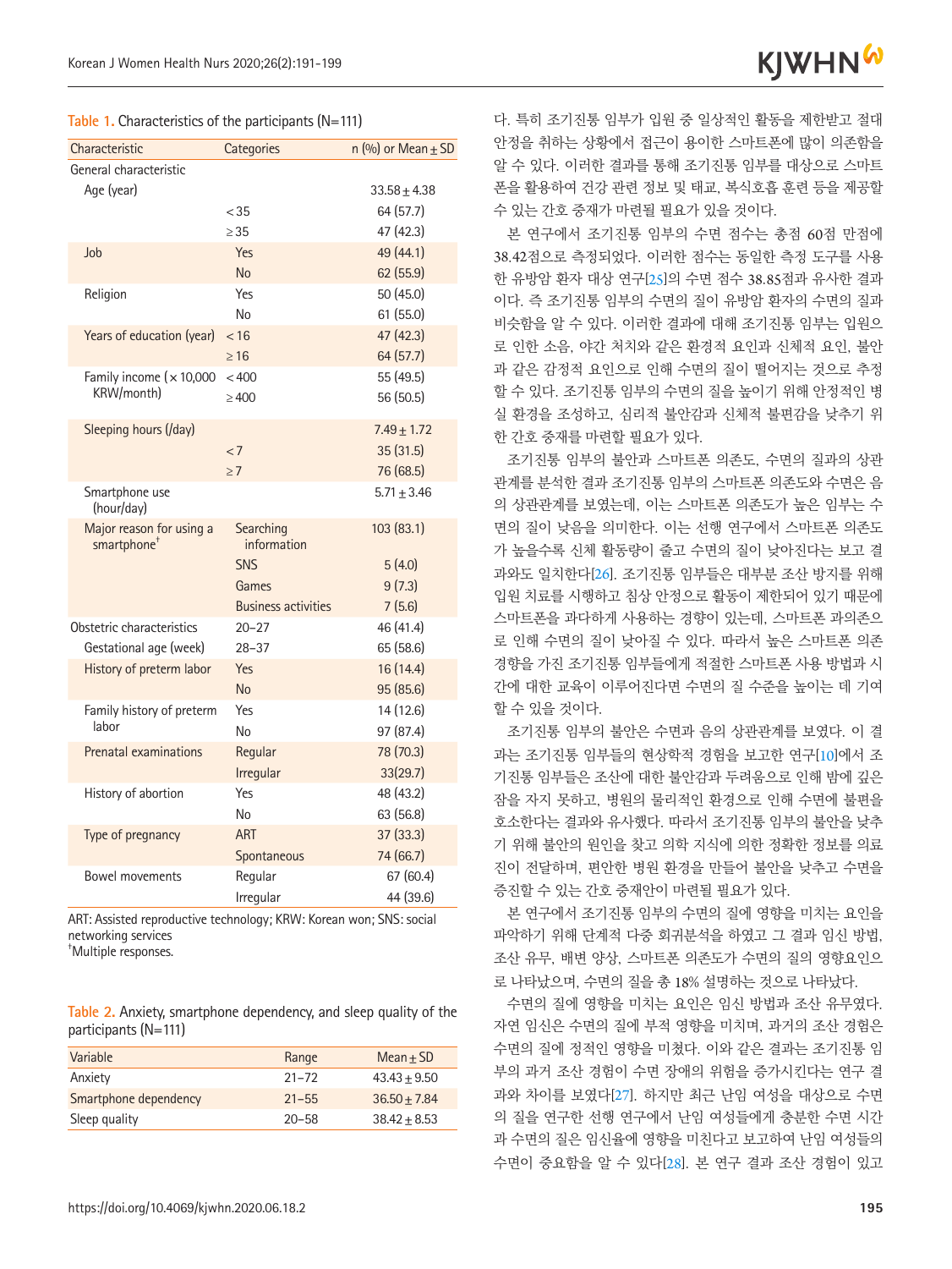Table 1. Characteristics of the participants (N=111)

| Characteristic | Categories | n (%) or Mean ± SD |
|---|---|---|
| General characteristic | | |
| Age (year) | | 33.58 ± 4.38 |
| | < 35 | 64 (57.7) |
| | ≥ 35 | 47 (42.3) |
| Job | Yes | 49 (44.1) |
| | No | 62 (55.9) |
| Religion | Yes | 50 (45.0) |
| | No | 61 (55.0) |
| Years of education (year) | < 16 | 47 (42.3) |
| | ≥ 16 | 64 (57.7) |
| Family income (× 10,000 KRW/month) | < 400 | 55 (49.5) |
| | ≥ 400 | 56 (50.5) |
| Sleeping hours (/day) | | 7.49 ± 1.72 |
| | < 7 | 35 (31.5) |
| | ≥ 7 | 76 (68.5) |
| Smartphone use (hour/day) | | 5.71 ± 3.46 |
| Major reason for using a smartphone[†] | Searching information | 103 (83.1) |
| | SNS | 5 (4.0) |
| | Games | 9 (7.3) |
| | Business activities | 7 (5.6) |
| Obstetric characteristics | | |
| Gestational age (week) | 20–27 | 46 (41.4) |
| | 28–37 | 65 (58.6) |
| History of preterm labor | Yes | 16 (14.4) |
| | No | 95 (85.6) |
| Family history of preterm labor | Yes | 14 (12.6) |
| | No | 97 (87.4) |
| Prenatal examinations | Regular | 78 (70.3) |
| | Irregular | 33(29.7) |
| History of abortion | Yes | 48 (43.2) |
| | No | 63 (56.8) |
| Type of pregnancy | ART | 37 (33.3) |
| | Spontaneous | 74 (66.7) |
| Bowel movements | Regular | 67 (60.4) |
| | Irregular | 44 (39.6) |

ART: Assisted reproductive technology; KRW: Korean won; SNS: social networking services
[†]Multiple responses.

Table 2. Anxiety, smartphone dependency, and sleep quality of the participants (N=111)

| Variable | Range | Mean ± SD |
|---|---|---|
| Anxiety | 21–72 | 43.43 ± 9.50 |
| Smartphone dependency | 21–55 | 36.50 ± 7.84 |
| Sleep quality | 20–58 | 38.42 ± 8.53 |

다. 특히 조기진통 임부가 입원 중 일상적인 활동을 제한받고 절대 안정을 취하는 상황에서 접근이 용이한 스마트폰에 많이 의존함을 알 수 있다. 이러한 결과를 통해 조기진통 임부를 대상으로 스마트폰을 활용하여 건강 관련 정보 및 태교, 복식호흡 훈련 등을 제공할 수 있는 간호 중재가 마련될 필요가 있을 것이다.

본 연구에서 조기진통 임부의 수면 점수는 총점 60점 만점에 38.42점으로 측정되었다. 이러한 점수는 동일한 측정 도구를 사용한 유방암 환자 대상 연구[25]의 수면 점수 38.85점과 유사한 결과이다. 즉 조기진통 임부의 수면의 질이 유방암 환자의 수면의 질과 비슷함을 알 수 있다. 이러한 결과에 대해 조기진통 임부는 입원으로 인한 소음, 야간 처치와 같은 환경적 요인과 신체적 요인, 불안과 같은 감정적 요인으로 인해 수면의 질이 떨어지는 것으로 추정할 수 있다. 조기진통 임부의 수면의 질을 높이기 위해 안정적인 병실 환경을 조성하고, 심리적 불안감과 신체적 불편감을 낮추기 위한 간호 중재를 마련할 필요가 있다.

조기진통 임부의 불안과 스마트폰 의존도, 수면의 질과의 상관관계를 분석한 결과 조기진통 임부의 스마트폰 의존도와 수면은 음의 상관관계를 보였는데, 이는 스마트폰 의존도가 높은 임부는 수면의 질이 낮음을 의미한다. 이는 선행 연구에서 스마트폰 의존도가 높을수록 신체 활동량이 줄고 수면의 질이 낮아진다는 보고 결과와도 일치한다[26]. 조기진통 임부들은 대부분 조산 방지를 위해 입원 치료를 시행하고 침상 안정으로 활동이 제한되어 있기 때문에 스마트폰을 과다하게 사용하는 경향이 있는데, 스마트폰 과의존으로 인해 수면의 질이 낮아질 수 있다. 따라서 높은 스마트폰 의존 경향을 가진 조기진통 임부들에게 적절한 스마트폰 사용 방법과 시간에 대한 교육이 이루어진다면 수면의 질 수준을 높이는 데 기여할 수 있을 것이다.

조기진통 임부의 불안은 수면과 음의 상관관계를 보였다. 이 결과는 조기진통 임부들의 현상학적 경험을 보고한 연구[10]에서 조기진통 임부들은 조산에 대한 불안감과 두려움으로 인해 밤에 깊은 잠을 자지 못하고, 병원의 물리적인 환경으로 인해 수면에 불편을 호소한다는 결과와 유사했다. 따라서 조기진통 임부의 불안을 낮추기 위해 불안의 원인을 찾고 의학 지식에 의한 정확한 정보를 의료진이 전달하며, 편안한 병원 환경을 만들어 불안을 낮추고 수면을 증진할 수 있는 간호 중재안이 마련될 필요가 있다.

본 연구에서 조기진통 임부의 수면의 질에 영향을 미치는 요인을 파악하기 위해 단계적 다중 회귀분석을 하였고 그 결과 임신 방법, 조산 유무, 배변 양상, 스마트폰 의존도가 수면의 질의 영향요인으로 나타났으며, 수면의 질을 총 18% 설명하는 것으로 나타났다.

수면의 질에 영향을 미치는 요인은 임신 방법과 조산 유무였다. 자연 임신은 수면의 질에 부적 영향을 미치며, 과거의 조산 경험은 수면의 질에 정적인 영향을 미쳤다. 이와 같은 결과는 조기진통 임부의 과거 조산 경험이 수면 장애의 위험을 증가시킨다는 연구 결과와 차이를 보였다[27]. 하지만 최근 난임 여성을 대상으로 수면의 질을 연구한 선행 연구에서 난임 여성들에게 충분한 수면 시간과 수면의 질은 임신율에 영향을 미친다고 보고하여 난임 여성들의 수면이 중요함을 알 수 있다[28]. 본 연구 결과 조산 경험이 있고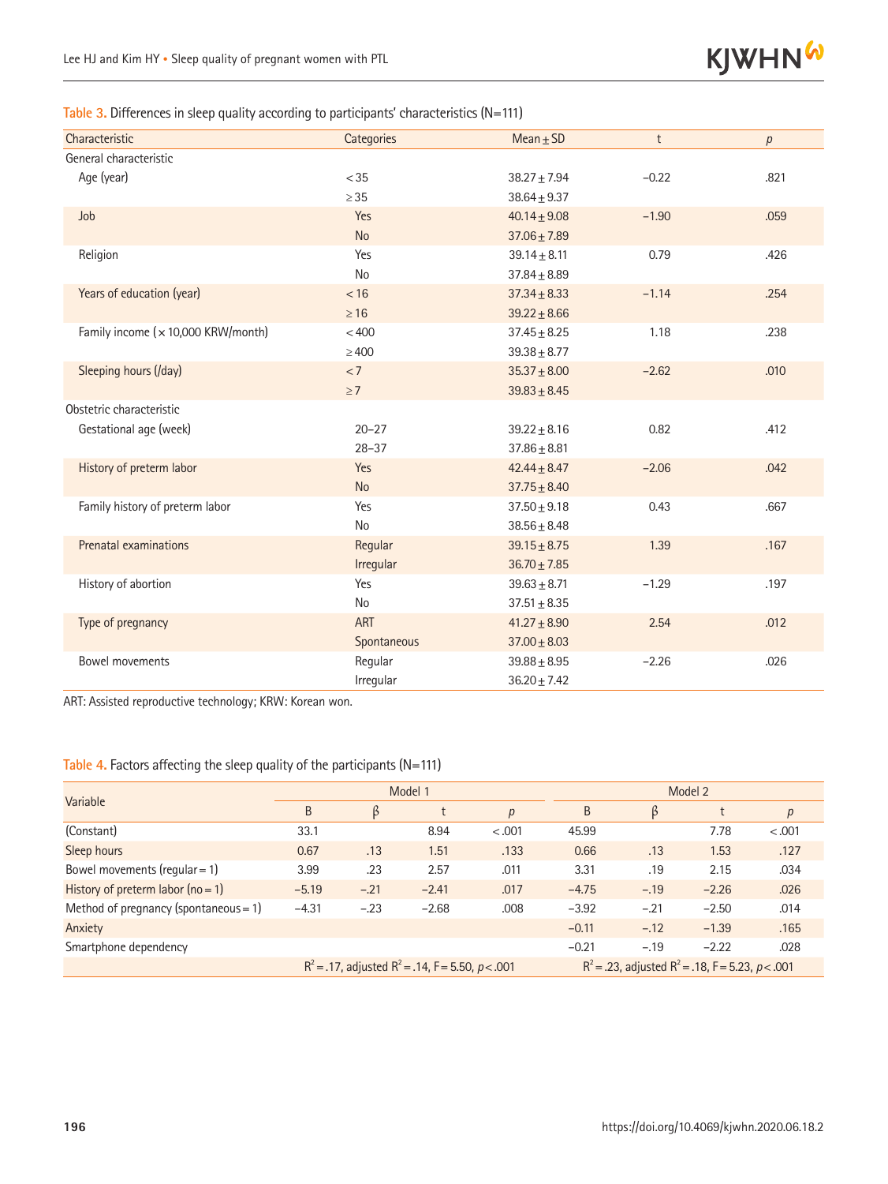**Table 3.** Differences in sleep quality according to participants' characteristics (N=111)

| Characteristic | Categories | Mean±SD | t | *p* |
|---|---|---|---|---|
| General characteristic | | | | |
| Age (year) | <35 | 38.27±7.94 | −0.22 | .821 |
| | ≥35 | 38.64±9.37 | | |
| Job | Yes | 40.14±9.08 | −1.90 | .059 |
| | No | 37.06±7.89 | | |
| Religion | Yes | 39.14±8.11 | 0.79 | .426 |
| | No | 37.84±8.89 | | |
| Years of education (year) | <16 | 37.34±8.33 | −1.14 | .254 |
| | ≥16 | 39.22±8.66 | | |
| Family income (×10,000 KRW/month) | <400 | 37.45±8.25 | 1.18 | .238 |
| | ≥400 | 39.38±8.77 | | |
| Sleeping hours (/day) | <7 | 35.37±8.00 | −2.62 | .010 |
| | ≥7 | 39.83±8.45 | | |
| Obstetric characteristic | | | | |
| Gestational age (week) | 20–27 | 39.22±8.16 | 0.82 | .412 |
| | 28–37 | 37.86±8.81 | | |
| History of preterm labor | Yes | 42.44±8.47 | −2.06 | .042 |
| | No | 37.75±8.40 | | |
| Family history of preterm labor | Yes | 37.50±9.18 | 0.43 | .667 |
| | No | 38.56±8.48 | | |
| Prenatal examinations | Regular | 39.15±8.75 | 1.39 | .167 |
| | Irregular | 36.70±7.85 | | |
| History of abortion | Yes | 39.63±8.71 | −1.29 | .197 |
| | No | 37.51±8.35 | | |
| Type of pregnancy | ART | 41.27±8.90 | 2.54 | .012 |
| | Spontaneous | 37.00±8.03 | | |
| Bowel movements | Regular | 39.88±8.95 | −2.26 | .026 |
| | Irregular | 36.20±7.42 | | |

ART: Assisted reproductive technology; KRW: Korean won.

**Table 4.** Factors affecting the sleep quality of the participants (N=111)

| Variable | Model 1 | | | | Model 2 | | | |
|---|---|---|---|---|---|---|---|---|
| | B | β | t | *p* | B | β | t | *p* |
| (Constant) | 33.1 | | 8.94 | <.001 | 45.99 | | 7.78 | <.001 |
| Sleep hours | 0.67 | .13 | 1.51 | .133 | 0.66 | .13 | 1.53 | .127 |
| Bowel movements (regular=1) | 3.99 | .23 | 2.57 | .011 | 3.31 | .19 | 2.15 | .034 |
| History of preterm labor (no=1) | −5.19 | −.21 | −2.41 | .017 | −4.75 | −.19 | −2.26 | .026 |
| Method of pregnancy (spontaneous=1) | −4.31 | −.23 | −2.68 | .008 | −3.92 | −.21 | −2.50 | .014 |
| Anxiety | | | | | −0.11 | −.12 | −1.39 | .165 |
| Smartphone dependency | | | | | −0.21 | −.19 | −2.22 | .028 |
| | $R^2$=.17, adjusted $R^2$=.14, F=5.50, $p<.001$ | | | | $R^2$=.23, adjusted $R^2$=.18, F=5.23, $p<.001$ | | | |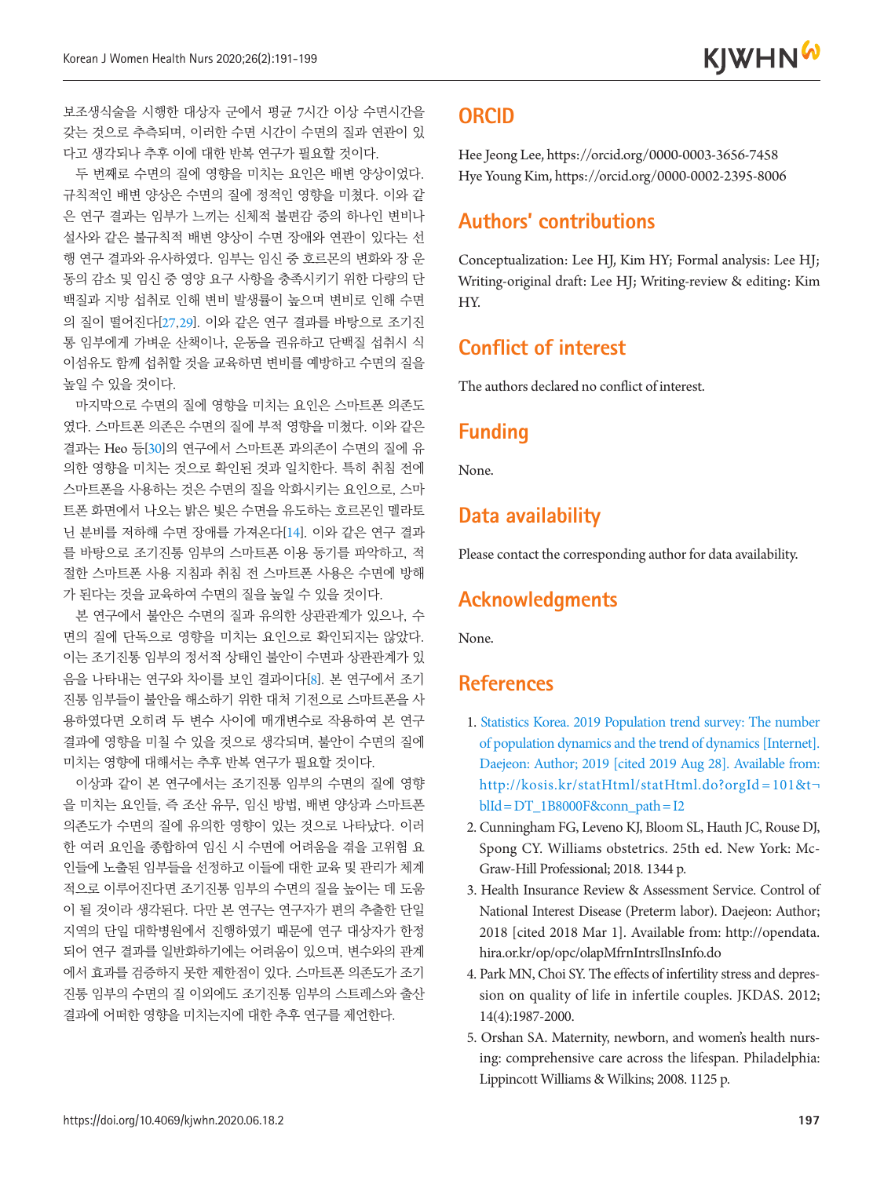보조생식술을 시행한 대상자 군에서 평균 7시간 이상 수면시간을 갖는 것으로 추측되며, 이러한 수면 시간이 수면의 질과 연관이 있다고 생각되나 추후 이에 대한 반복 연구가 필요할 것이다.

두 번째로 수면의 질에 영향을 미치는 요인은 배변 양상이었다. 규칙적인 배변 양상은 수면의 질에 정적인 영향을 미쳤다. 이와 같은 연구 결과는 임부가 느끼는 신체적 불편감 중의 하나인 변비나 설사와 같은 불규칙적 배변 양상이 수면 장애와 연관이 있다는 선행 연구 결과와 유사하였다. 임부는 임신 중 호르몬의 변화와 장 운동의 감소 및 임신 중 영양 요구 사항을 충족시키기 위한 다량의 단백질과 지방 섭취로 인해 변비 발생률이 높으며 변비로 인해 수면의 질이 떨어진다[27,29]. 이와 같은 연구 결과를 바탕으로 조기진통 임부에게 가벼운 산책이나, 운동을 권유하고 단백질 섭취시 식이섬유도 함께 섭취할 것을 교육하면 변비를 예방하고 수면의 질을 높일 수 있을 것이다.

마지막으로 수면의 질에 영향을 미치는 요인은 스마트폰 의존도였다. 스마트폰 의존은 수면의 질에 부적 영향을 미쳤다. 이와 같은 결과는 Heo 등[30]의 연구에서 스마트폰 과의존이 수면의 질에 유의한 영향을 미치는 것으로 확인된 것과 일치한다. 특히 취침 전에 스마트폰을 사용하는 것은 수면의 질을 악화시키는 요인으로, 스마트폰 화면에서 나오는 밝은 빛은 수면을 유도하는 호르몬인 멜라토닌 분비를 저하해 수면 장애를 가져온다[14]. 이와 같은 연구 결과를 바탕으로 조기진통 임부의 스마트폰 이용 동기를 파악하고, 적절한 스마트폰 사용 지침과 취침 전 스마트폰 사용은 수면에 방해가 된다는 것을 교육하여 수면의 질을 높일 수 있을 것이다.

본 연구에서 불안은 수면의 질과 유의한 상관관계가 있으나, 수면의 질에 단독으로 영향을 미치는 요인으로 확인되지는 않았다. 이는 조기진통 임부의 정서적 상태인 불안이 수면과 상관관계가 있음을 나타내는 연구와 차이를 보인 결과이다[8]. 본 연구에서 조기진통 임부들이 불안을 해소하기 위한 대처 기전으로 스마트폰을 사용하였다면 오히려 두 변수 사이에 매개변수로 작용하여 본 연구 결과에 영향을 미칠 수 있을 것으로 생각되며, 불안이 수면의 질에 미치는 영향에 대해서는 추후 반복 연구가 필요할 것이다.

이상과 같이 본 연구에서는 조기진통 임부의 수면의 질에 영향을 미치는 요인들, 즉 조산 유무, 임신 방법, 배변 양상과 스마트폰 의존도가 수면의 질에 유의한 영향이 있는 것으로 나타났다. 이러한 여러 요인을 종합하여 임신 시 수면에 어려움을 겪을 고위험 요인들에 노출된 임부들을 선정하고 이들에 대한 교육 및 관리가 체계적으로 이루어진다면 조기진통 임부의 수면의 질을 높이는 데 도움이 될 것이라 생각된다. 다만 본 연구는 연구자가 편의 추출한 단일 지역의 단일 대학병원에서 진행하였기 때문에 연구 대상자가 한정되어 연구 결과를 일반화하기에는 어려움이 있으며, 변수와의 관계에서 효과를 검증하지 못한 제한점이 있다. 스마트폰 의존도가 조기진통 임부의 수면의 질 이외에도 조기진통 임부의 스트레스와 출산 결과에 어떠한 영향을 미치는지에 대한 추후 연구를 제언한다.

## ORCID

Hee Jeong Lee, https://orcid.org/0000-0003-3656-7458
Hye Young Kim, https://orcid.org/0000-0002-2395-8006

## Authors' contributions

Conceptualization: Lee HJ, Kim HY; Formal analysis: Lee HJ; Writing-original draft: Lee HJ; Writing-review & editing: Kim HY.

## Conflict of interest

The authors declared no conflict of interest.

## Funding

None.

## Data availability

Please contact the corresponding author for data availability.

## Acknowledgments

None.

## References

1. Statistics Korea. 2019 Population trend survey: The number of population dynamics and the trend of dynamics [Internet]. Daejeon: Author; 2019 [cited 2019 Aug 28]. Available from: http://kosis.kr/statHtml/statHtml.do?orgId=101&tblId=DT_1B8000F&conn_path=I2
2. Cunningham FG, Leveno KJ, Bloom SL, Hauth JC, Rouse DJ, Spong CY. Williams obstetrics. 25th ed. New York: McGraw-Hill Professional; 2018. 1344 p.
3. Health Insurance Review & Assessment Service. Control of National Interest Disease (Preterm labor). Daejeon: Author; 2018 [cited 2018 Mar 1]. Available from: http://opendata.hira.or.kr/op/opc/olapMfrnIntrsIlnsInfo.do
4. Park MN, Choi SY. The effects of infertility stress and depression on quality of life in infertile couples. JKDAS. 2012; 14(4):1987-2000.
5. Orshan SA. Maternity, newborn, and women's health nursing: comprehensive care across the lifespan. Philadelphia: Lippincott Williams & Wilkins; 2008. 1125 p.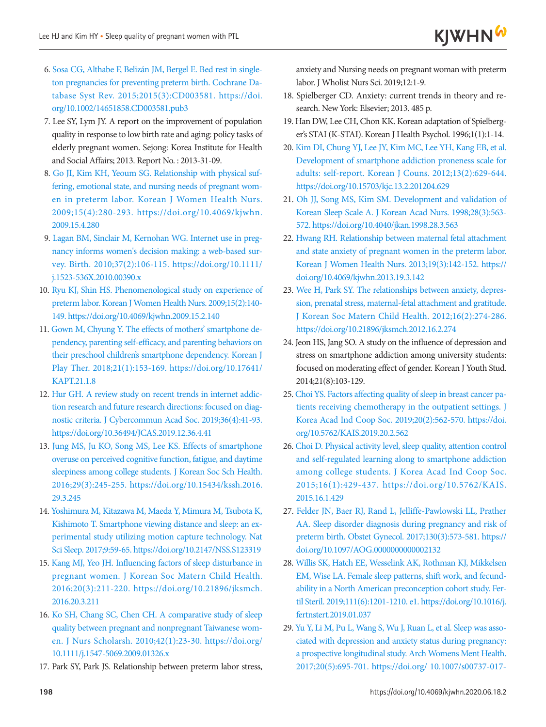6. Sosa CG, Althabe F, Belizán JM, Bergel E. Bed rest in singleton pregnancies for preventing preterm birth. Cochrane Database Syst Rev. 2015;2015(3):CD003581. https://doi.org/10.1002/14651858.CD003581.pub3
7. Lee SY, Lym JY. A report on the improvement of population quality in response to low birth rate and aging: policy tasks of elderly pregnant women. Sejong: Korea Institute for Health and Social Affairs; 2013. Report No. : 2013-31-09.
8. Go JI, Kim KH, Yeoum SG. Relationship with physical suffering, emotional state, and nursing needs of pregnant women in preterm labor. Korean J Women Health Nurs. 2009;15(4):280-293. https://doi.org/10.4069/kjwhn.2009.15.4.280
9. Lagan BM, Sinclair M, Kernohan WG. Internet use in pregnancy informs women's decision making: a web-based survey. Birth. 2010;37(2):106-115. https://doi.org/10.1111/j.1523-536X.2010.00390.x
10. Ryu KJ, Shin HS. Phenomenological study on experience of preterm labor. Korean J Women Health Nurs. 2009;15(2):140-149. https://doi.org/10.4069/kjwhn.2009.15.2.140
11. Gown M, Chyung Y. The effects of mothers' smartphone dependency, parenting self-efficacy, and parenting behaviors on their preschool children's smartphone dependency. Korean J Play Ther. 2018;21(1):153-169. https://doi.org/10.17641/KAPT.21.1.8
12. Hur GH. A review study on recent trends in internet addiction research and future research directions: focused on diagnostic criteria. J Cybercommun Acad Soc. 2019;36(4):41-93. https://doi.org/10.36494/JCAS.2019.12.36.4.41
13. Jung MS, Ju KO, Song MS, Lee KS. Effects of smartphone overuse on perceived cognitive function, fatigue, and daytime sleepiness among college students. J Korean Soc Sch Health. 2016;29(3):245-255. https://doi.org/10.15434/kssh.2016.29.3.245
14. Yoshimura M, Kitazawa M, Maeda Y, Mimura M, Tsubota K, Kishimoto T. Smartphone viewing distance and sleep: an experimental study utilizing motion capture technology. Nat Sci Sleep. 2017;9:59-65. https://doi.org/10.2147/NSS.S123319
15. Kang MJ, Yeo JH. Influencing factors of sleep disturbance in pregnant women. J Korean Soc Matern Child Health. 2016;20(3):211-220. https://doi.org/10.21896/jksmch.2016.20.3.211
16. Ko SH, Chang SC, Chen CH. A comparative study of sleep quality between pregnant and nonpregnant Taiwanese women. J Nurs Scholarsh. 2010;42(1):23-30. https://doi.org/10.1111/j.1547-5069.2009.01326.x
17. Park SY, Park JS. Relationship between preterm labor stress, anxiety and Nursing needs on pregnant woman with preterm labor. J Wholist Nurs Sci. 2019;12:1-9.
18. Spielberger CD. Anxiety: current trends in theory and research. New York: Elsevier; 2013. 485 p.
19. Han DW, Lee CH, Chon KK. Korean adaptation of Spielberger's STAI (K-STAI). Korean J Health Psychol. 1996;1(1):1-14.
20. Kim DI, Chung YJ, Lee JY, Kim MC, Lee YH, Kang EB, et al. Development of smartphone addiction proneness scale for adults: self-report. Korean J Couns. 2012;13(2):629-644. https://doi.org/10.15703/kjc.13.2.201204.629
21. Oh JJ, Song MS, Kim SM. Development and validation of Korean Sleep Scale A. J Korean Acad Nurs. 1998;28(3):563-572. https://doi.org/10.4040/jkan.1998.28.3.563
22. Hwang RH. Relationship between maternal fetal attachment and state anxiety of pregnant women in the preterm labor. Korean J Women Health Nurs. 2013;19(3):142-152. https://doi.org/10.4069/kjwhn.2013.19.3.142
23. Wee H, Park SY. The relationships between anxiety, depression, prenatal stress, maternal-fetal attachment and gratitude. J Korean Soc Matern Child Health. 2012;16(2):274-286. https://doi.org/10.21896/jksmch.2012.16.2.274
24. Jeon HS, Jang SO. A study on the influence of depression and stress on smartphone addiction among university students: focused on moderating effect of gender. Korean J Youth Stud. 2014;21(8):103-129.
25. Choi YS. Factors affecting quality of sleep in breast cancer patients receiving chemotherapy in the outpatient settings. J Korea Acad Ind Coop Soc. 2019;20(2):562-570. https://doi.org/10.5762/KAIS.2019.20.2.562
26. Choi D. Physical activity level, sleep quality, attention control and self-regulated learning along to smartphone addiction among college students. J Korea Acad Ind Coop Soc. 2015;16(1):429-437. https://doi.org/10.5762/KAIS.2015.16.1.429
27. Felder JN, Baer RJ, Rand L, Jelliffe-Pawlowski LL, Prather AA. Sleep disorder diagnosis during pregnancy and risk of preterm birth. Obstet Gynecol. 2017;130(3):573-581. https://doi.org/10.1097/AOG.0000000000002132
28. Willis SK, Hatch EE, Wesselink AK, Rothman KJ, Mikkelsen EM, Wise LA. Female sleep patterns, shift work, and fecundability in a North American preconception cohort study. Fertil Steril. 2019;111(6):1201-1210. e1. https://doi.org/10.1016/j.fertnstert.2019.01.037
29. Yu Y, Li M, Pu L, Wang S, Wu J, Ruan L, et al. Sleep was associated with depression and anxiety status during pregnancy: a prospective longitudinal study. Arch Womens Ment Health. 2017;20(5):695-701. https://doi.org/ 10.1007/s00737-017-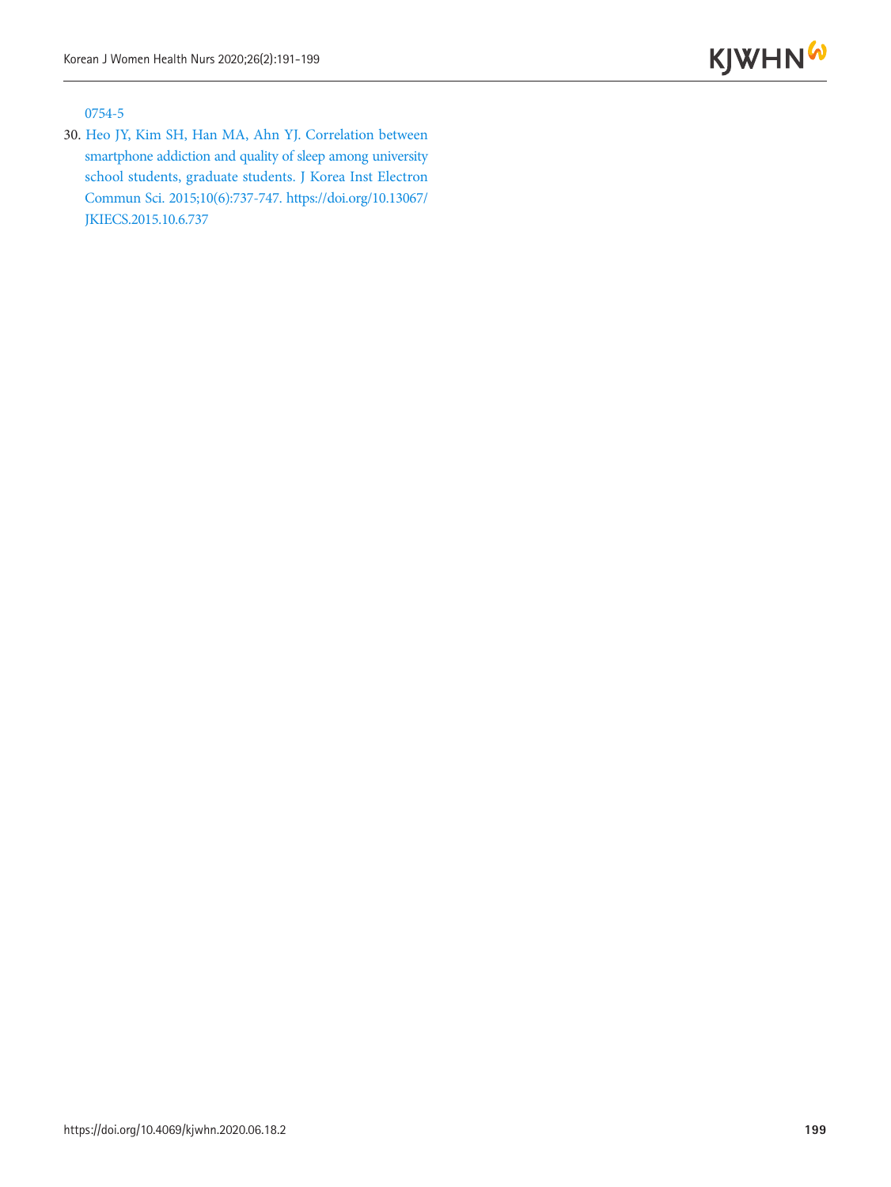0754-5

30. Heo JY, Kim SH, Han MA, Ahn YJ. Correlation between smartphone addiction and quality of sleep among university school students, graduate students. J Korea Inst Electron Commun Sci. 2015;10(6):737-747. https://doi.org/10.13067/JKIECS.2015.10.6.737